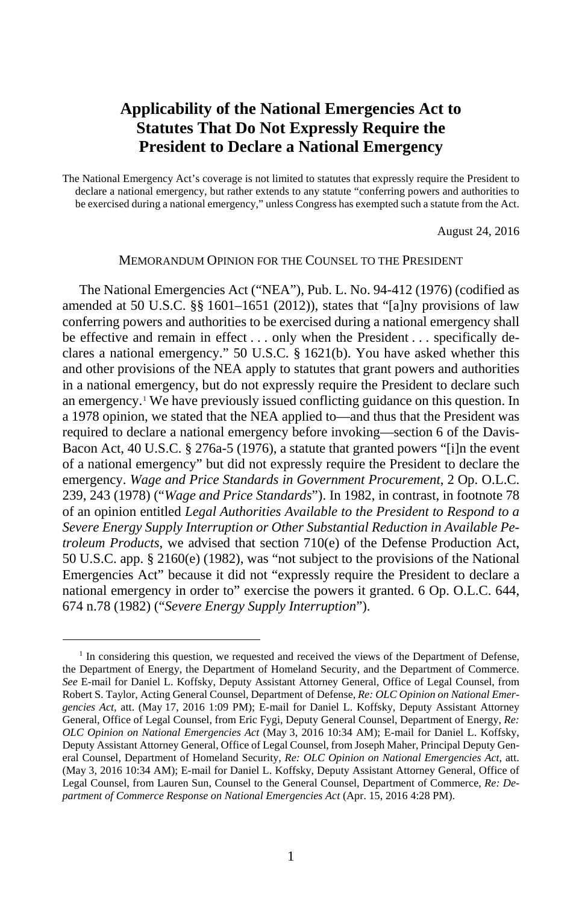# Applicability of the National Emergencies Act to Statutes That Do Not Expressly Require the President to Declare a National Emergency

The National Emergency Act's coverage is not limited to statutes that expressly require the President to declare a national emergency, but rather extends to any statute "conferring powers and authorities to be exercised during a national emergency," unless Congress has exempted such a statute from the Act.

August 24, 2016

MEMORANDUM OPINION FOR THE COUNSEL TO THE PRESIDENT

The National Emergencies Act ("NEA"), Pub. L. No. 94-412 (1976) (codified as amended at 50 U.S.C. §§ 1601–1651 (2012)), states that "[a]ny provisions of law conferring powers and authorities to be exercised during a national emergency shall be effective and remain in effect . . . only when the President . . . specifically declares a national emergency." 50 U.S.C. § 1621(b). You have asked whether this and other provisions of the NEA apply to statutes that grant powers and authorities in a national emergency, but do not expressly require the President to declare such an emergency.[1] We have previously issued conflicting guidance on this question. In a 1978 opinion, we stated that the NEA applied to—and thus that the President was required to declare a national emergency before invoking—section 6 of the Davis-Bacon Act, 40 U.S.C. § 276a-5 (1976), a statute that granted powers "[i]n the event of a national emergency" but did not expressly require the President to declare the emergency. *Wage and Price Standards in Government Procurement*, 2 Op. O.L.C. 239, 243 (1978) ("*Wage and Price Standards*"). In 1982, in contrast, in footnote 78 of an opinion entitled *Legal Authorities Available to the President to Respond to a Severe Energy Supply Interruption or Other Substantial Reduction in Available Petroleum Products*, we advised that section 710(e) of the Defense Production Act, 50 U.S.C. app. § 2160(e) (1982), was "not subject to the provisions of the National Emergencies Act" because it did not "expressly require the President to declare a national emergency in order to" exercise the powers it granted. 6 Op. O.L.C. 644, 674 n.78 (1982) ("*Severe Energy Supply Interruption*").

[1] In considering this question, we requested and received the views of the Department of Defense, the Department of Energy, the Department of Homeland Security, and the Department of Commerce. *See* E-mail for Daniel L. Koffsky, Deputy Assistant Attorney General, Office of Legal Counsel, from Robert S. Taylor, Acting General Counsel, Department of Defense, *Re: OLC Opinion on National Emergencies Act*, att. (May 17, 2016 1:09 PM); E-mail for Daniel L. Koffsky, Deputy Assistant Attorney General, Office of Legal Counsel, from Eric Fygi, Deputy General Counsel, Department of Energy, *Re: OLC Opinion on National Emergencies Act* (May 3, 2016 10:34 AM); E-mail for Daniel L. Koffsky, Deputy Assistant Attorney General, Office of Legal Counsel, from Joseph Maher, Principal Deputy General Counsel, Department of Homeland Security, *Re: OLC Opinion on National Emergencies Act*, att. (May 3, 2016 10:34 AM); E-mail for Daniel L. Koffsky, Deputy Assistant Attorney General, Office of Legal Counsel, from Lauren Sun, Counsel to the General Counsel, Department of Commerce, *Re: Department of Commerce Response on National Emergencies Act* (Apr. 15, 2016 4:28 PM).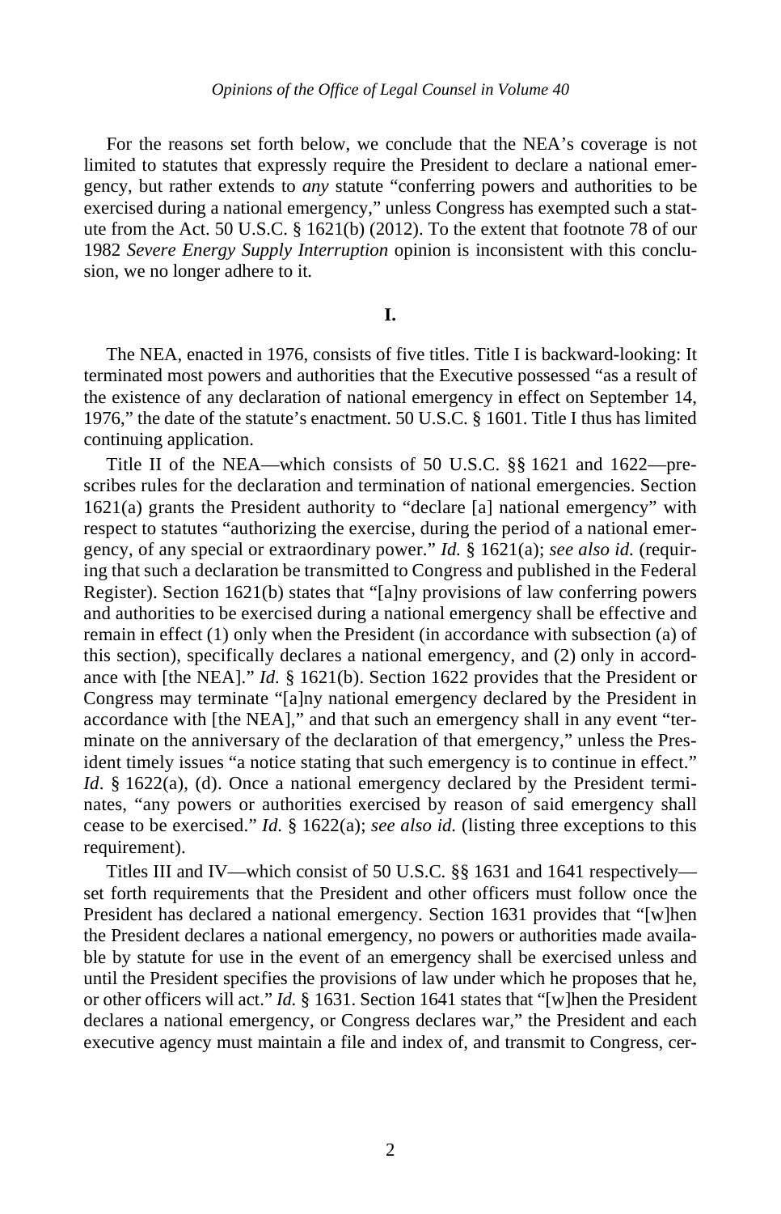For the reasons set forth below, we conclude that the NEA's coverage is not limited to statutes that expressly require the President to declare a national emergency, but rather extends to *any* statute "conferring powers and authorities to be exercised during a national emergency," unless Congress has exempted such a statute from the Act. 50 U.S.C. § 1621(b) (2012). To the extent that footnote 78 of our 1982 *Severe Energy Supply Interruption* opinion is inconsistent with this conclusion, we no longer adhere to it.

## I.

The NEA, enacted in 1976, consists of five titles. Title I is backward-looking: It terminated most powers and authorities that the Executive possessed "as a result of the existence of any declaration of national emergency in effect on September 14, 1976," the date of the statute's enactment. 50 U.S.C. § 1601. Title I thus has limited continuing application.

Title II of the NEA—which consists of 50 U.S.C. §§ 1621 and 1622—prescribes rules for the declaration and termination of national emergencies. Section 1621(a) grants the President authority to "declare [a] national emergency" with respect to statutes "authorizing the exercise, during the period of a national emergency, of any special or extraordinary power." *Id.* § 1621(a); *see also id.* (requiring that such a declaration be transmitted to Congress and published in the Federal Register). Section 1621(b) states that "[a]ny provisions of law conferring powers and authorities to be exercised during a national emergency shall be effective and remain in effect (1) only when the President (in accordance with subsection (a) of this section), specifically declares a national emergency, and (2) only in accordance with [the NEA]." *Id.* § 1621(b). Section 1622 provides that the President or Congress may terminate "[a]ny national emergency declared by the President in accordance with [the NEA]," and that such an emergency shall in any event "terminate on the anniversary of the declaration of that emergency," unless the President timely issues "a notice stating that such emergency is to continue in effect." *Id*. § 1622(a), (d). Once a national emergency declared by the President terminates, "any powers or authorities exercised by reason of said emergency shall cease to be exercised." *Id.* § 1622(a); *see also id.* (listing three exceptions to this requirement).

Titles III and IV—which consist of 50 U.S.C. §§ 1631 and 1641 respectively—set forth requirements that the President and other officers must follow once the President has declared a national emergency. Section 1631 provides that "[w]hen the President declares a national emergency, no powers or authorities made available by statute for use in the event of an emergency shall be exercised unless and until the President specifies the provisions of law under which he proposes that he, or other officers will act." *Id.* § 1631. Section 1641 states that "[w]hen the President declares a national emergency, or Congress declares war," the President and each executive agency must maintain a file and index of, and transmit to Congress, cer-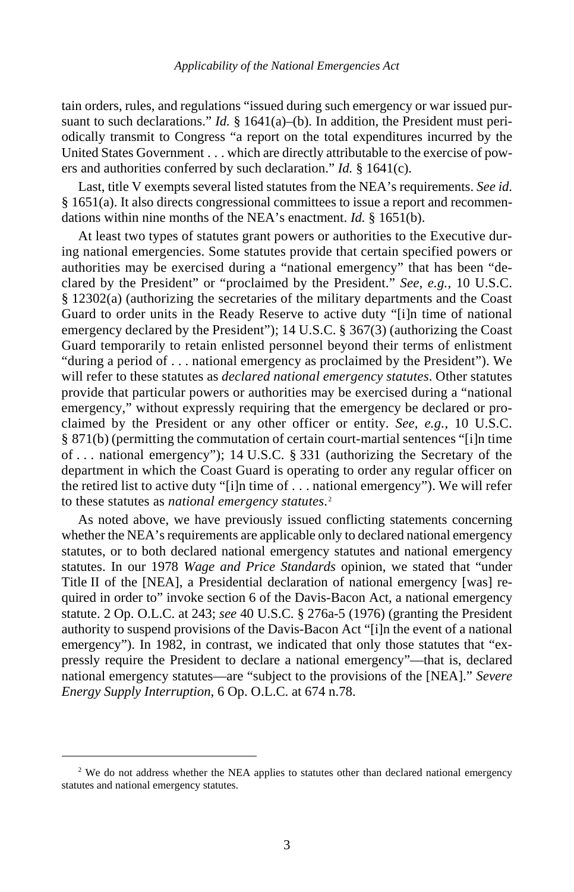tain orders, rules, and regulations "issued during such emergency or war issued pursuant to such declarations." *Id.* § 1641(a)–(b). In addition, the President must periodically transmit to Congress "a report on the total expenditures incurred by the United States Government . . . which are directly attributable to the exercise of powers and authorities conferred by such declaration." *Id.* § 1641(c).

Last, title V exempts several listed statutes from the NEA's requirements. *See id.* § 1651(a). It also directs congressional committees to issue a report and recommendations within nine months of the NEA's enactment. *Id.* § 1651(b).

At least two types of statutes grant powers or authorities to the Executive during national emergencies. Some statutes provide that certain specified powers or authorities may be exercised during a "national emergency" that has been "declared by the President" or "proclaimed by the President." *See, e.g.*, 10 U.S.C. § 12302(a) (authorizing the secretaries of the military departments and the Coast Guard to order units in the Ready Reserve to active duty "[i]n time of national emergency declared by the President"); 14 U.S.C. § 367(3) (authorizing the Coast Guard temporarily to retain enlisted personnel beyond their terms of enlistment "during a period of . . . national emergency as proclaimed by the President"). We will refer to these statutes as *declared national emergency statutes*. Other statutes provide that particular powers or authorities may be exercised during a "national emergency," without expressly requiring that the emergency be declared or proclaimed by the President or any other officer or entity. *See, e.g.*, 10 U.S.C. § 871(b) (permitting the commutation of certain court-martial sentences "[i]n time of . . . national emergency"); 14 U.S.C. § 331 (authorizing the Secretary of the department in which the Coast Guard is operating to order any regular officer on the retired list to active duty "[i]n time of . . . national emergency"). We will refer to these statutes as *national emergency statutes*.[2]

As noted above, we have previously issued conflicting statements concerning whether the NEA's requirements are applicable only to declared national emergency statutes, or to both declared national emergency statutes and national emergency statutes. In our 1978 *Wage and Price Standards* opinion, we stated that "under Title II of the [NEA], a Presidential declaration of national emergency [was] required in order to" invoke section 6 of the Davis-Bacon Act, a national emergency statute. 2 Op. O.L.C. at 243; *see* 40 U.S.C. § 276a-5 (1976) (granting the President authority to suspend provisions of the Davis-Bacon Act "[i]n the event of a national emergency"). In 1982, in contrast, we indicated that only those statutes that "expressly require the President to declare a national emergency"—that is, declared national emergency statutes—are "subject to the provisions of the [NEA]." *Severe Energy Supply Interruption*, 6 Op. O.L.C. at 674 n.78.

[2] We do not address whether the NEA applies to statutes other than declared national emergency statutes and national emergency statutes.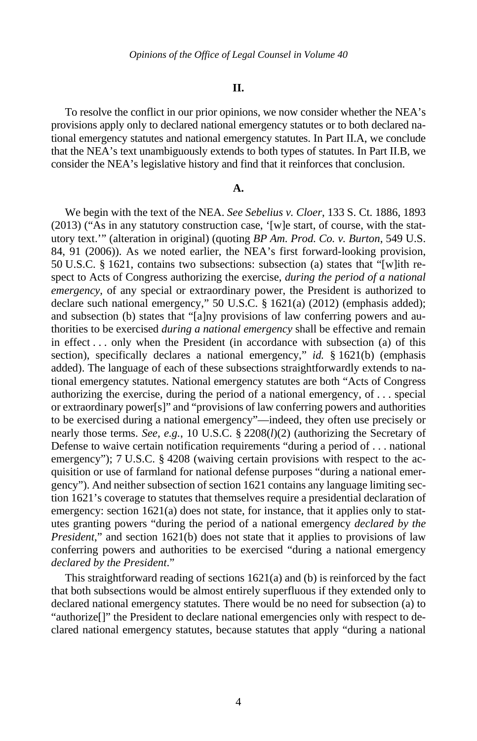## II.

To resolve the conflict in our prior opinions, we now consider whether the NEA's provisions apply only to declared national emergency statutes or to both declared national emergency statutes and national emergency statutes. In Part II.A, we conclude that the NEA's text unambiguously extends to both types of statutes. In Part II.B, we consider the NEA's legislative history and find that it reinforces that conclusion.

### A.

We begin with the text of the NEA. *See Sebelius v. Cloer*, 133 S. Ct. 1886, 1893 (2013) ("As in any statutory construction case, '[w]e start, of course, with the statutory text.'" (alteration in original) (quoting *BP Am. Prod. Co. v. Burton*, 549 U.S. 84, 91 (2006)). As we noted earlier, the NEA's first forward-looking provision, 50 U.S.C. § 1621, contains two subsections: subsection (a) states that "[w]ith respect to Acts of Congress authorizing the exercise, *during the period of a national emergency*, of any special or extraordinary power, the President is authorized to declare such national emergency," 50 U.S.C. § 1621(a) (2012) (emphasis added); and subsection (b) states that "[a]ny provisions of law conferring powers and authorities to be exercised *during a national emergency* shall be effective and remain in effect . . . only when the President (in accordance with subsection (a) of this section), specifically declares a national emergency," *id.* § 1621(b) (emphasis added). The language of each of these subsections straightforwardly extends to national emergency statutes. National emergency statutes are both "Acts of Congress authorizing the exercise, during the period of a national emergency, of . . . special or extraordinary power[s]" and "provisions of law conferring powers and authorities to be exercised during a national emergency"—indeed, they often use precisely or nearly those terms. *See, e.g.*, 10 U.S.C. § 2208(*l*)(2) (authorizing the Secretary of Defense to waive certain notification requirements "during a period of . . . national emergency"); 7 U.S.C. § 4208 (waiving certain provisions with respect to the acquisition or use of farmland for national defense purposes "during a national emergency"). And neither subsection of section 1621 contains any language limiting section 1621's coverage to statutes that themselves require a presidential declaration of emergency: section 1621(a) does not state, for instance, that it applies only to statutes granting powers "during the period of a national emergency *declared by the President*," and section 1621(b) does not state that it applies to provisions of law conferring powers and authorities to be exercised "during a national emergency *declared by the President*."

This straightforward reading of sections 1621(a) and (b) is reinforced by the fact that both subsections would be almost entirely superfluous if they extended only to declared national emergency statutes. There would be no need for subsection (a) to "authorize[]" the President to declare national emergencies only with respect to declared national emergency statutes, because statutes that apply "during a national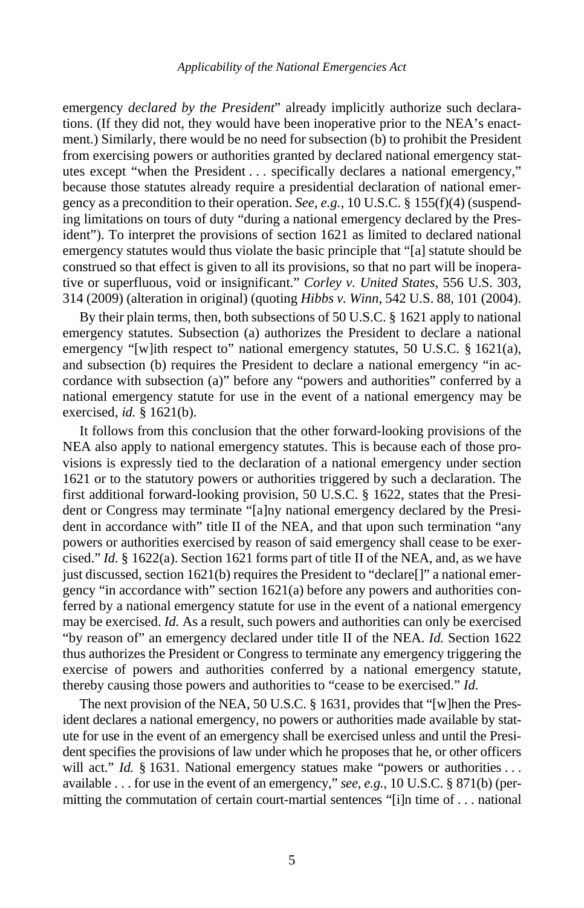emergency *declared by the President*" already implicitly authorize such declarations. (If they did not, they would have been inoperative prior to the NEA's enactment.) Similarly, there would be no need for subsection (b) to prohibit the President from exercising powers or authorities granted by declared national emergency statutes except "when the President . . . specifically declares a national emergency," because those statutes already require a presidential declaration of national emergency as a precondition to their operation. *See, e.g.*, 10 U.S.C. § 155(f)(4) (suspending limitations on tours of duty "during a national emergency declared by the President"). To interpret the provisions of section 1621 as limited to declared national emergency statutes would thus violate the basic principle that "[a] statute should be construed so that effect is given to all its provisions, so that no part will be inoperative or superfluous, void or insignificant." *Corley v. United States*, 556 U.S. 303, 314 (2009) (alteration in original) (quoting *Hibbs v. Winn*, 542 U.S. 88, 101 (2004).

By their plain terms, then, both subsections of 50 U.S.C. § 1621 apply to national emergency statutes. Subsection (a) authorizes the President to declare a national emergency "[w]ith respect to" national emergency statutes, 50 U.S.C. § 1621(a), and subsection (b) requires the President to declare a national emergency "in accordance with subsection (a)" before any "powers and authorities" conferred by a national emergency statute for use in the event of a national emergency may be exercised, *id.* § 1621(b).

It follows from this conclusion that the other forward-looking provisions of the NEA also apply to national emergency statutes. This is because each of those provisions is expressly tied to the declaration of a national emergency under section 1621 or to the statutory powers or authorities triggered by such a declaration. The first additional forward-looking provision, 50 U.S.C. § 1622, states that the President or Congress may terminate "[a]ny national emergency declared by the President in accordance with" title II of the NEA, and that upon such termination "any powers or authorities exercised by reason of said emergency shall cease to be exercised." *Id.* § 1622(a). Section 1621 forms part of title II of the NEA, and, as we have just discussed, section 1621(b) requires the President to "declare[]" a national emergency "in accordance with" section 1621(a) before any powers and authorities conferred by a national emergency statute for use in the event of a national emergency may be exercised. *Id.* As a result, such powers and authorities can only be exercised "by reason of" an emergency declared under title II of the NEA. *Id.* Section 1622 thus authorizes the President or Congress to terminate any emergency triggering the exercise of powers and authorities conferred by a national emergency statute, thereby causing those powers and authorities to "cease to be exercised." *Id.*

The next provision of the NEA, 50 U.S.C. § 1631, provides that "[w]hen the President declares a national emergency, no powers or authorities made available by statute for use in the event of an emergency shall be exercised unless and until the President specifies the provisions of law under which he proposes that he, or other officers will act." *Id.* § 1631. National emergency statues make "powers or authorities . . . available . . . for use in the event of an emergency," *see, e.g.*, 10 U.S.C. § 871(b) (permitting the commutation of certain court-martial sentences "[i]n time of . . . national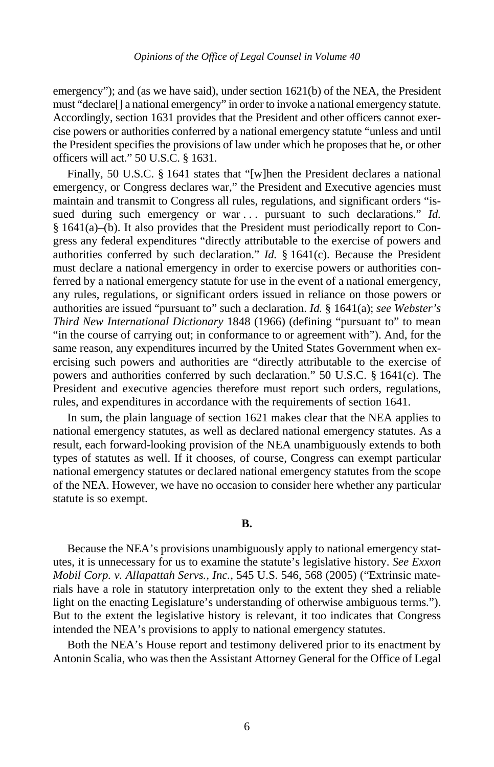emergency"); and (as we have said), under section 1621(b) of the NEA, the President must "declare[] a national emergency" in order to invoke a national emergency statute. Accordingly, section 1631 provides that the President and other officers cannot exercise powers or authorities conferred by a national emergency statute "unless and until the President specifies the provisions of law under which he proposes that he, or other officers will act." 50 U.S.C. § 1631.

Finally, 50 U.S.C. § 1641 states that "[w]hen the President declares a national emergency, or Congress declares war," the President and Executive agencies must maintain and transmit to Congress all rules, regulations, and significant orders "issued during such emergency or war . . . pursuant to such declarations." *Id.* § 1641(a)–(b). It also provides that the President must periodically report to Congress any federal expenditures "directly attributable to the exercise of powers and authorities conferred by such declaration." *Id.* § 1641(c). Because the President must declare a national emergency in order to exercise powers or authorities conferred by a national emergency statute for use in the event of a national emergency, any rules, regulations, or significant orders issued in reliance on those powers or authorities are issued "pursuant to" such a declaration. *Id.* § 1641(a); *see Webster's Third New International Dictionary* 1848 (1966) (defining "pursuant to" to mean "in the course of carrying out; in conformance to or agreement with"). And, for the same reason, any expenditures incurred by the United States Government when exercising such powers and authorities are "directly attributable to the exercise of powers and authorities conferred by such declaration." 50 U.S.C. § 1641(c). The President and executive agencies therefore must report such orders, regulations, rules, and expenditures in accordance with the requirements of section 1641.

In sum, the plain language of section 1621 makes clear that the NEA applies to national emergency statutes, as well as declared national emergency statutes. As a result, each forward-looking provision of the NEA unambiguously extends to both types of statutes as well. If it chooses, of course, Congress can exempt particular national emergency statutes or declared national emergency statutes from the scope of the NEA. However, we have no occasion to consider here whether any particular statute is so exempt.

### B.

Because the NEA's provisions unambiguously apply to national emergency statutes, it is unnecessary for us to examine the statute's legislative history. *See Exxon Mobil Corp. v. Allapattah Servs., Inc.*, 545 U.S. 546, 568 (2005) ("Extrinsic materials have a role in statutory interpretation only to the extent they shed a reliable light on the enacting Legislature's understanding of otherwise ambiguous terms."). But to the extent the legislative history is relevant, it too indicates that Congress intended the NEA's provisions to apply to national emergency statutes.

Both the NEA's House report and testimony delivered prior to its enactment by Antonin Scalia, who was then the Assistant Attorney General for the Office of Legal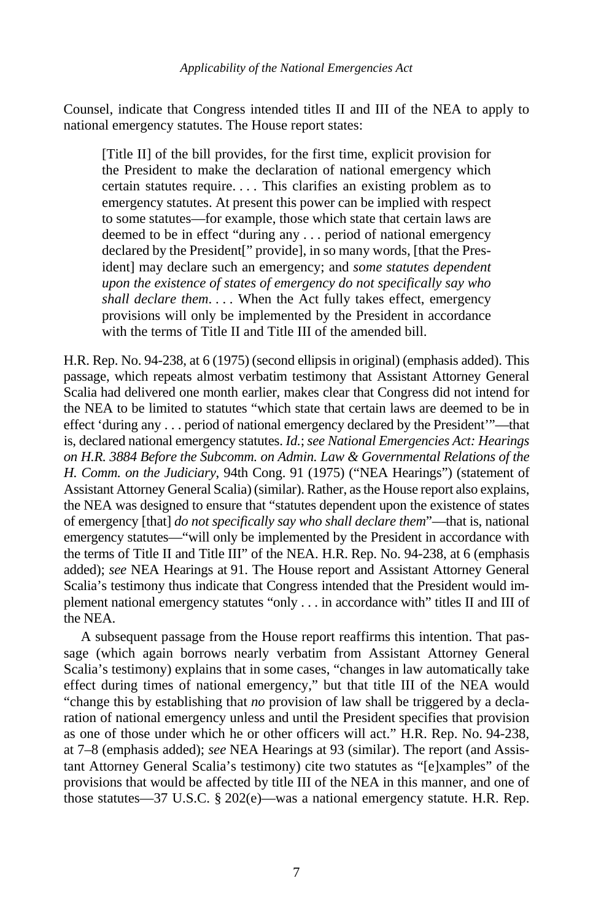Counsel, indicate that Congress intended titles II and III of the NEA to apply to national emergency statutes. The House report states:

> [Title II] of the bill provides, for the first time, explicit provision for the President to make the declaration of national emergency which certain statutes require. . . . This clarifies an existing problem as to emergency statutes. At present this power can be implied with respect to some statutes—for example, those which state that certain laws are deemed to be in effect "during any . . . period of national emergency declared by the President[" provide], in so many words, [that the President] may declare such an emergency; and *some statutes dependent upon the existence of states of emergency do not specifically say who shall declare them*. . . . When the Act fully takes effect, emergency provisions will only be implemented by the President in accordance with the terms of Title II and Title III of the amended bill.

H.R. Rep. No. 94-238, at 6 (1975) (second ellipsis in original) (emphasis added). This passage, which repeats almost verbatim testimony that Assistant Attorney General Scalia had delivered one month earlier, makes clear that Congress did not intend for the NEA to be limited to statutes "which state that certain laws are deemed to be in effect 'during any . . . period of national emergency declared by the President'"—that is, declared national emergency statutes. *Id.*; *see National Emergencies Act: Hearings on H.R. 3884 Before the Subcomm. on Admin. Law & Governmental Relations of the H. Comm. on the Judiciary*, 94th Cong. 91 (1975) ("NEA Hearings") (statement of Assistant Attorney General Scalia) (similar). Rather, as the House report also explains, the NEA was designed to ensure that "statutes dependent upon the existence of states of emergency [that] *do not specifically say who shall declare them*"—that is, national emergency statutes—"will only be implemented by the President in accordance with the terms of Title II and Title III" of the NEA. H.R. Rep. No. 94-238, at 6 (emphasis added); *see* NEA Hearings at 91. The House report and Assistant Attorney General Scalia's testimony thus indicate that Congress intended that the President would implement national emergency statutes "only . . . in accordance with" titles II and III of the NEA.

A subsequent passage from the House report reaffirms this intention. That passage (which again borrows nearly verbatim from Assistant Attorney General Scalia's testimony) explains that in some cases, "changes in law automatically take effect during times of national emergency," but that title III of the NEA would "change this by establishing that *no* provision of law shall be triggered by a declaration of national emergency unless and until the President specifies that provision as one of those under which he or other officers will act." H.R. Rep. No. 94-238, at 7–8 (emphasis added); *see* NEA Hearings at 93 (similar). The report (and Assistant Attorney General Scalia's testimony) cite two statutes as "[e]xamples" of the provisions that would be affected by title III of the NEA in this manner, and one of those statutes—37 U.S.C. § 202(e)—was a national emergency statute. H.R. Rep.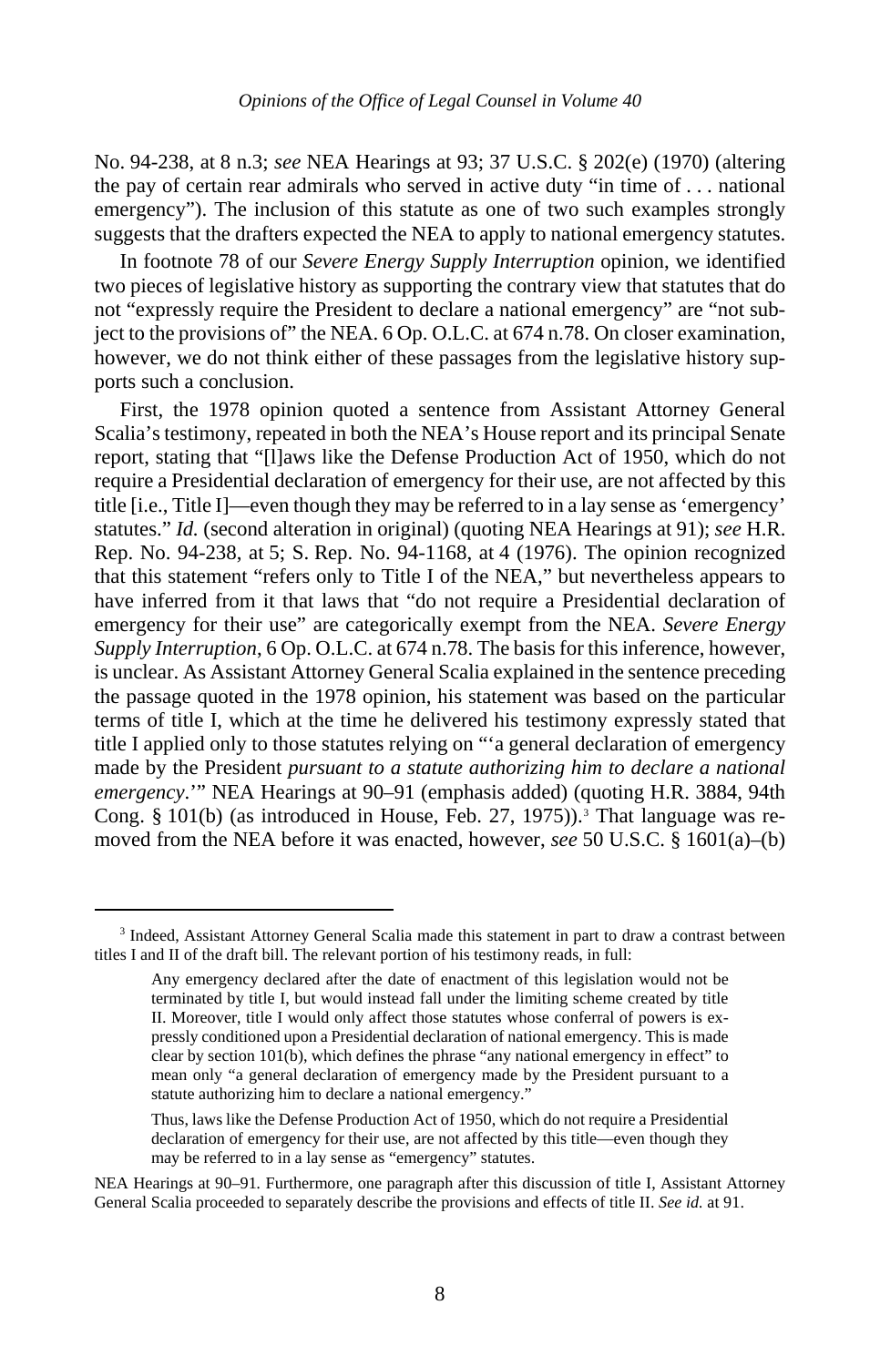No. 94-238, at 8 n.3; *see* NEA Hearings at 93; 37 U.S.C. § 202(e) (1970) (altering the pay of certain rear admirals who served in active duty "in time of . . . national emergency"). The inclusion of this statute as one of two such examples strongly suggests that the drafters expected the NEA to apply to national emergency statutes.

In footnote 78 of our *Severe Energy Supply Interruption* opinion, we identified two pieces of legislative history as supporting the contrary view that statutes that do not "expressly require the President to declare a national emergency" are "not subject to the provisions of" the NEA. 6 Op. O.L.C. at 674 n.78. On closer examination, however, we do not think either of these passages from the legislative history supports such a conclusion.

First, the 1978 opinion quoted a sentence from Assistant Attorney General Scalia's testimony, repeated in both the NEA's House report and its principal Senate report, stating that "[l]aws like the Defense Production Act of 1950, which do not require a Presidential declaration of emergency for their use, are not affected by this title [i.e., Title I]—even though they may be referred to in a lay sense as 'emergency' statutes." *Id.* (second alteration in original) (quoting NEA Hearings at 91); *see* H.R. Rep. No. 94-238, at 5; S. Rep. No. 94-1168, at 4 (1976). The opinion recognized that this statement "refers only to Title I of the NEA," but nevertheless appears to have inferred from it that laws that "do not require a Presidential declaration of emergency for their use" are categorically exempt from the NEA. *Severe Energy Supply Interruption*, 6 Op. O.L.C. at 674 n.78. The basis for this inference, however, is unclear. As Assistant Attorney General Scalia explained in the sentence preceding the passage quoted in the 1978 opinion, his statement was based on the particular terms of title I, which at the time he delivered his testimony expressly stated that title I applied only to those statutes relying on "'a general declaration of emergency made by the President *pursuant to a statute authorizing him to declare a national emergency*.'" NEA Hearings at 90–91 (emphasis added) (quoting H.R. 3884, 94th Cong. § 101(b) (as introduced in House, Feb. 27, 1975)).[3] That language was removed from the NEA before it was enacted, however, *see* 50 U.S.C. § 1601(a)–(b)

---

[3] Indeed, Assistant Attorney General Scalia made this statement in part to draw a contrast between titles I and II of the draft bill. The relevant portion of his testimony reads, in full:

> Any emergency declared after the date of enactment of this legislation would not be terminated by title I, but would instead fall under the limiting scheme created by title II. Moreover, title I would only affect those statutes whose conferral of powers is expressly conditioned upon a Presidential declaration of national emergency. This is made clear by section 101(b), which defines the phrase "any national emergency in effect" to mean only "a general declaration of emergency made by the President pursuant to a statute authorizing him to declare a national emergency."
>
> Thus, laws like the Defense Production Act of 1950, which do not require a Presidential declaration of emergency for their use, are not affected by this title—even though they may be referred to in a lay sense as "emergency" statutes.

NEA Hearings at 90–91. Furthermore, one paragraph after this discussion of title I, Assistant Attorney General Scalia proceeded to separately describe the provisions and effects of title II. *See id.* at 91.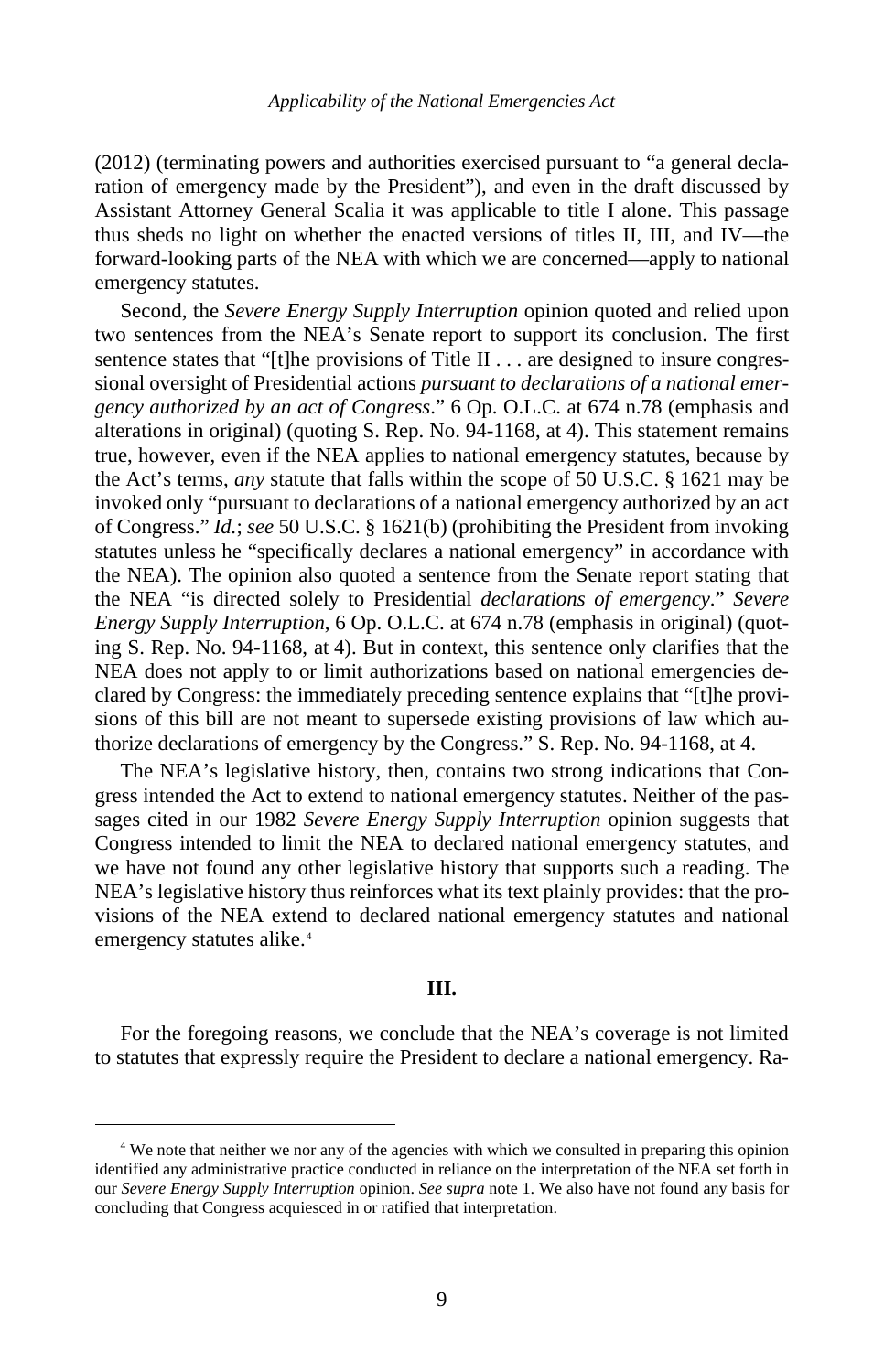(2012) (terminating powers and authorities exercised pursuant to "a general declaration of emergency made by the President"), and even in the draft discussed by Assistant Attorney General Scalia it was applicable to title I alone. This passage thus sheds no light on whether the enacted versions of titles II, III, and IV—the forward-looking parts of the NEA with which we are concerned—apply to national emergency statutes.

Second, the *Severe Energy Supply Interruption* opinion quoted and relied upon two sentences from the NEA's Senate report to support its conclusion. The first sentence states that "[t]he provisions of Title II . . . are designed to insure congressional oversight of Presidential actions *pursuant to declarations of a national emergency authorized by an act of Congress*." 6 Op. O.L.C. at 674 n.78 (emphasis and alterations in original) (quoting S. Rep. No. 94-1168, at 4). This statement remains true, however, even if the NEA applies to national emergency statutes, because by the Act's terms, *any* statute that falls within the scope of 50 U.S.C. § 1621 may be invoked only "pursuant to declarations of a national emergency authorized by an act of Congress." *Id.*; *see* 50 U.S.C. § 1621(b) (prohibiting the President from invoking statutes unless he "specifically declares a national emergency" in accordance with the NEA). The opinion also quoted a sentence from the Senate report stating that the NEA "is directed solely to Presidential *declarations of emergency*." *Severe Energy Supply Interruption*, 6 Op. O.L.C. at 674 n.78 (emphasis in original) (quoting S. Rep. No. 94-1168, at 4). But in context, this sentence only clarifies that the NEA does not apply to or limit authorizations based on national emergencies declared by Congress: the immediately preceding sentence explains that "[t]he provisions of this bill are not meant to supersede existing provisions of law which authorize declarations of emergency by the Congress." S. Rep. No. 94-1168, at 4.

The NEA's legislative history, then, contains two strong indications that Congress intended the Act to extend to national emergency statutes. Neither of the passages cited in our 1982 *Severe Energy Supply Interruption* opinion suggests that Congress intended to limit the NEA to declared national emergency statutes, and we have not found any other legislative history that supports such a reading. The NEA's legislative history thus reinforces what its text plainly provides: that the provisions of the NEA extend to declared national emergency statutes and national emergency statutes alike.[4]

## III.

For the foregoing reasons, we conclude that the NEA's coverage is not limited to statutes that expressly require the President to declare a national emergency. Ra-

[4] We note that neither we nor any of the agencies with which we consulted in preparing this opinion identified any administrative practice conducted in reliance on the interpretation of the NEA set forth in our *Severe Energy Supply Interruption* opinion. *See supra* note 1. We also have not found any basis for concluding that Congress acquiesced in or ratified that interpretation.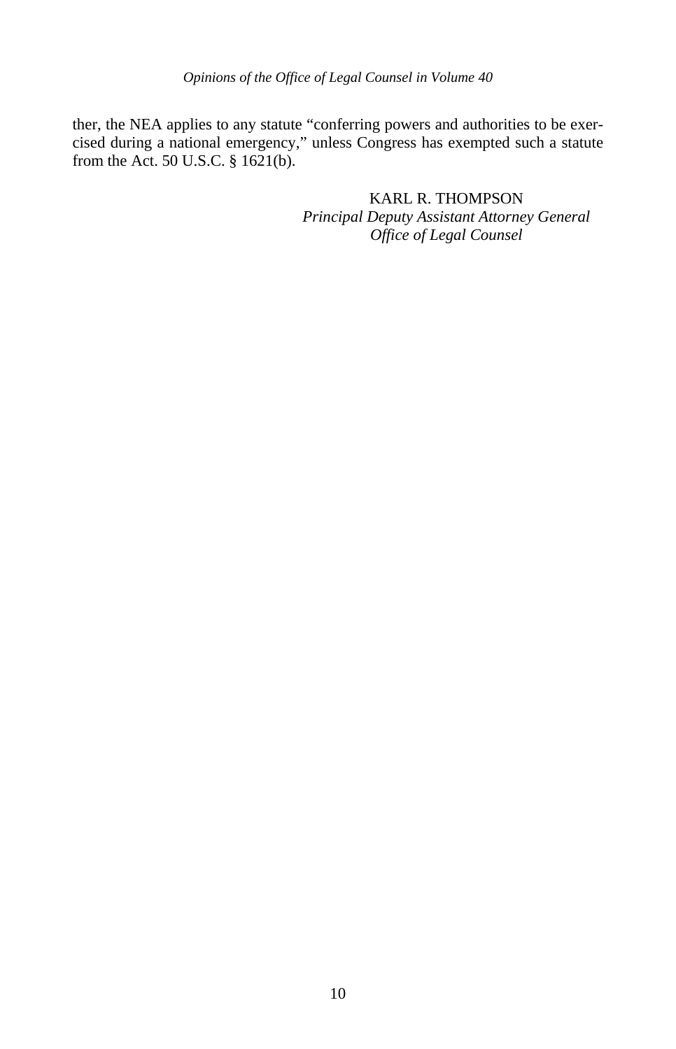ther, the NEA applies to any statute "conferring powers and authorities to be exercised during a national emergency," unless Congress has exempted such a statute from the Act. 50 U.S.C. § 1621(b).

KARL R. THOMPSON
*Principal Deputy Assistant Attorney General*
*Office of Legal Counsel*